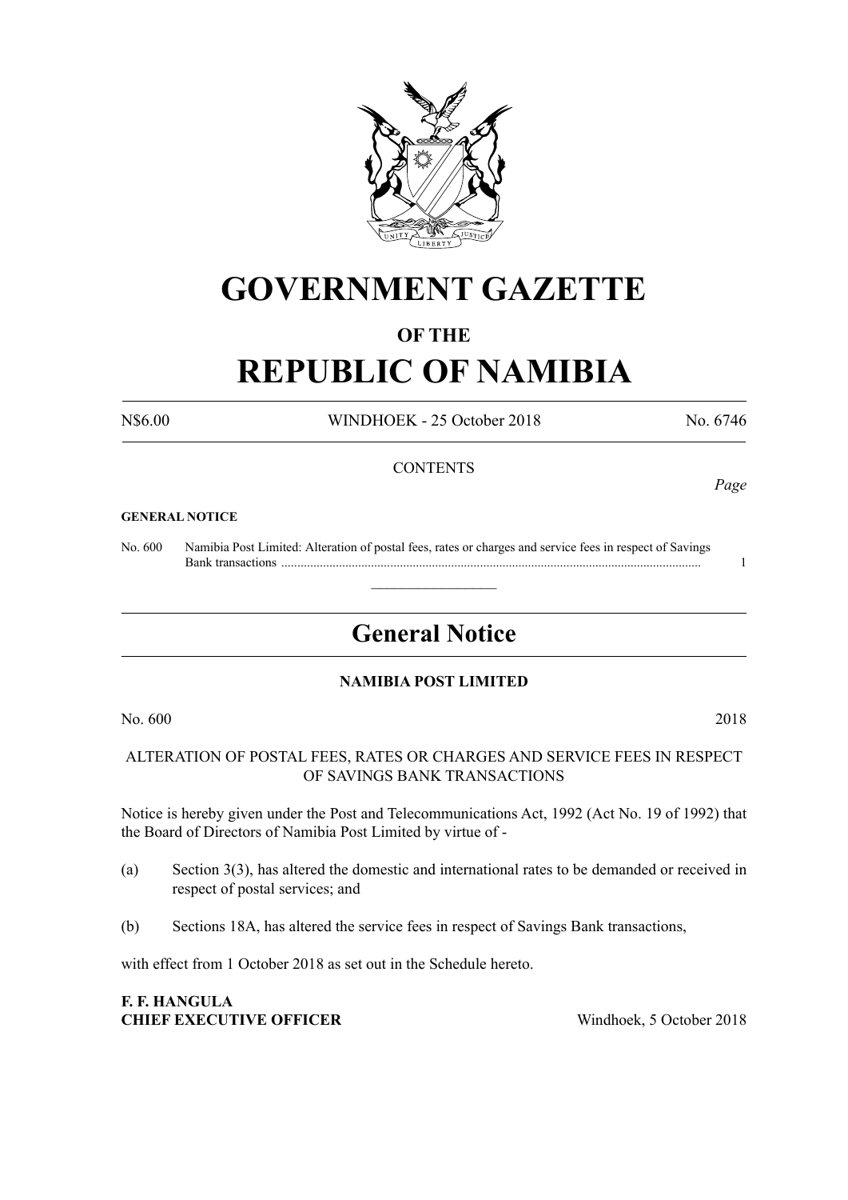# GOVERNMENT GAZETTE

### OF THE

# REPUBLIC OF NAMIBIA

N$6.00 WINDHOEK - 25 October 2018 No. 6746

CONTENTS

*Page*

**GENERAL NOTICE**

No. 600 Namibia Post Limited: Alteration of postal fees, rates or charges and service fees in respect of Savings Bank transactions .................................................................................................................................... 1

---

## General Notice

### NAMIBIA POST LIMITED

No. 600 2018

ALTERATION OF POSTAL FEES, RATES OR CHARGES AND SERVICE FEES IN RESPECT OF SAVINGS BANK TRANSACTIONS

Notice is hereby given under the Post and Telecommunications Act, 1992 (Act No. 19 of 1992) that the Board of Directors of Namibia Post Limited by virtue of -

(a) Section 3(3), has altered the domestic and international rates to be demanded or received in respect of postal services; and

(b) Sections 18A, has altered the service fees in respect of Savings Bank transactions,

with effect from 1 October 2018 as set out in the Schedule hereto.

**F. F. HANGULA**
**CHIEF EXECUTIVE OFFICER** Windhoek, 5 October 2018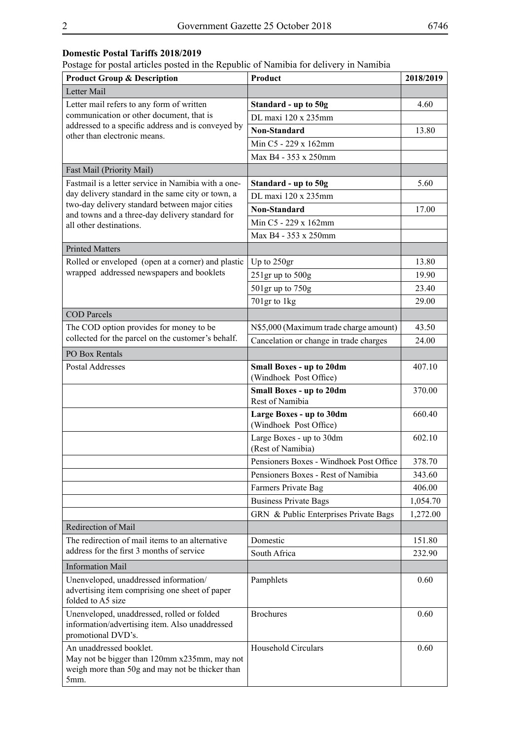**Domestic Postal Tariffs 2018/2019**

Postage for postal articles posted in the Republic of Namibia for delivery in Namibia

| Product Group & Description | Product | 2018/2019 |
|---|---|---|
| Letter Mail | | |
| Letter mail refers to any form of written communication or other document, that is addressed to a specific address and is conveyed by other than electronic means. | **Standard - up to 50g** | 4.60 |
| | DL maxi 120 x 235mm | |
| | **Non-Standard** | 13.80 |
| | Min C5 - 229 x 162mm | |
| | Max B4 - 353 x 250mm | |
| Fast Mail (Priority Mail) | | |
| Fastmail is a letter service in Namibia with a one-day delivery standard in the same city or town, a two-day delivery standard between major cities and towns and a three-day delivery standard for all other destinations. | **Standard - up to 50g** | 5.60 |
| | DL maxi 120 x 235mm | |
| | **Non-Standard** | 17.00 |
| | Min C5 - 229 x 162mm | |
| | Max B4 - 353 x 250mm | |
| Printed Matters | | |
| Rolled or enveloped (open at a corner) and plastic wrapped addressed newspapers and booklets | Up to 250gr | 13.80 |
| | 251gr up to 500g | 19.90 |
| | 501gr up to 750g | 23.40 |
| | 701gr to 1kg | 29.00 |
| COD Parcels | | |
| The COD option provides for money to be collected for the parcel on the customer's behalf. | N$5,000 (Maximum trade charge amount) | 43.50 |
| | Cancelation or change in trade charges | 24.00 |
| PO Box Rentals | | |
| Postal Addresses | **Small Boxes - up to 20dm** (Windhoek Post Office) | 407.10 |
| | **Small Boxes - up to 20dm** Rest of Namibia | 370.00 |
| | **Large Boxes - up to 30dm** (Windhoek Post Office) | 660.40 |
| | Large Boxes - up to 30dm (Rest of Namibia) | 602.10 |
| | Pensioners Boxes - Windhoek Post Office | 378.70 |
| | Pensioners Boxes - Rest of Namibia | 343.60 |
| | Farmers Private Bag | 406.00 |
| | Business Private Bags | 1,054.70 |
| | GRN & Public Enterprises Private Bags | 1,272.00 |
| Redirection of Mail | | |
| The redirection of mail items to an alternative address for the first 3 months of service | Domestic | 151.80 |
| | South Africa | 232.90 |
| Information Mail | | |
| Unenveloped, unaddressed information/ advertising item comprising one sheet of paper folded to A5 size | Pamphlets | 0.60 |
| Unenveloped, unaddressed, rolled or folded information/advertising item. Also unaddressed promotional DVD's. | Brochures | 0.60 |
| An unaddressed booklet. May not be bigger than 120mm x235mm, may not weigh more than 50g and may not be thicker than 5mm. | Household Circulars | 0.60 |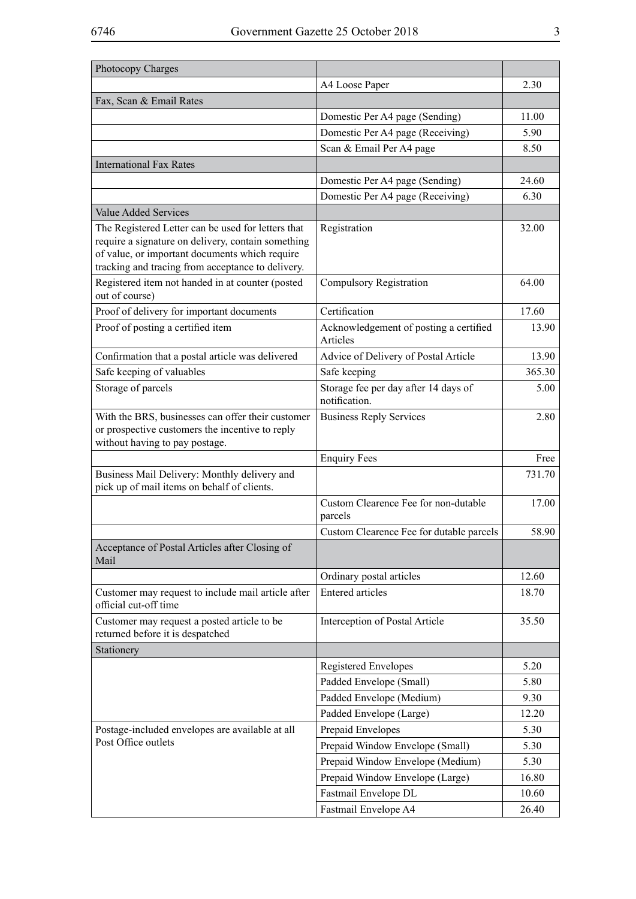| Photocopy Charges | | |
|---|---|---|
| | A4 Loose Paper | 2.30 |
| Fax, Scan & Email Rates | | |
| | Domestic Per A4 page (Sending) | 11.00 |
| | Domestic Per A4 page (Receiving) | 5.90 |
| | Scan & Email Per A4 page | 8.50 |
| International Fax Rates | | |
| | Domestic Per A4 page (Sending) | 24.60 |
| | Domestic Per A4 page (Receiving) | 6.30 |
| Value Added Services | | |
| The Registered Letter can be used for letters that require a signature on delivery, contain something of value, or important documents which require tracking and tracing from acceptance to delivery. | Registration | 32.00 |
| Registered item not handed in at counter (posted out of course) | Compulsory Registration | 64.00 |
| Proof of delivery for important documents | Certification | 17.60 |
| Proof of posting a certified item | Acknowledgement of posting a certified Articles | 13.90 |
| Confirmation that a postal article was delivered | Advice of Delivery of Postal Article | 13.90 |
| Safe keeping of valuables | Safe keeping | 365.30 |
| Storage of parcels | Storage fee per day after 14 days of notification. | 5.00 |
| With the BRS, businesses can offer their customer or prospective customers the incentive to reply without having to pay postage. | Business Reply Services | 2.80 |
| | Enquiry Fees | Free |
| Business Mail Delivery: Monthly delivery and pick up of mail items on behalf of clients. | | 731.70 |
| | Custom Clearence Fee for non-dutable parcels | 17.00 |
| | Custom Clearence Fee for dutable parcels | 58.90 |
| Acceptance of Postal Articles after Closing of Mail | | |
| | Ordinary postal articles | 12.60 |
| Customer may request to include mail article after official cut-off time | Entered articles | 18.70 |
| Customer may request a posted article to be returned before it is despatched | Interception of Postal Article | 35.50 |
| Stationery | | |
| | Registered Envelopes | 5.20 |
| | Padded Envelope (Small) | 5.80 |
| | Padded Envelope (Medium) | 9.30 |
| | Padded Envelope (Large) | 12.20 |
| Postage-included envelopes are available at all Post Office outlets | Prepaid Envelopes | 5.30 |
| | Prepaid Window Envelope (Small) | 5.30 |
| | Prepaid Window Envelope (Medium) | 5.30 |
| | Prepaid Window Envelope (Large) | 16.80 |
| | Fastmail Envelope DL | 10.60 |
| | Fastmail Envelope A4 | 26.40 |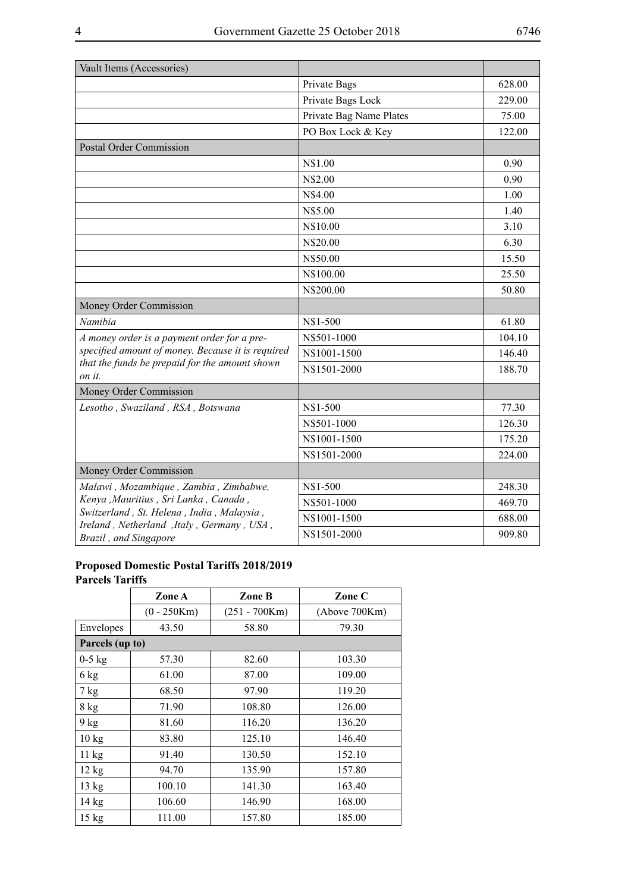| Vault Items (Accessories) | | |
|---|---|---|
| | Private Bags | 628.00 |
| | Private Bags Lock | 229.00 |
| | Private Bag Name Plates | 75.00 |
| | PO Box Lock & Key | 122.00 |
| Postal Order Commission | | |
| | N$1.00 | 0.90 |
| | N$2.00 | 0.90 |
| | N$4.00 | 1.00 |
| | N$5.00 | 1.40 |
| | N$10.00 | 3.10 |
| | N$20.00 | 6.30 |
| | N$50.00 | 15.50 |
| | N$100.00 | 25.50 |
| | N$200.00 | 50.80 |
| Money Order Commission | | |
| *Namibia* | N$1-500 | 61.80 |
| *A money order is a payment order for a pre-specified amount of money. Because it is required that the funds be prepaid for the amount shown on it.* | N$501-1000 | 104.10 |
| | N$1001-1500 | 146.40 |
| | N$1501-2000 | 188.70 |
| Money Order Commission | | |
| *Lesotho , Swaziland , RSA , Botswana* | N$1-500 | 77.30 |
| | N$501-1000 | 126.30 |
| | N$1001-1500 | 175.20 |
| | N$1501-2000 | 224.00 |
| Money Order Commission | | |
| *Malawi , Mozambique , Zambia , Zimbabwe, Kenya ,Mauritius , Sri Lanka , Canada , Switzerland , St. Helena , India , Malaysia , Ireland , Netherland ,Italy , Germany , USA , Brazil , and Singapore* | N$1-500 | 248.30 |
| | N$501-1000 | 469.70 |
| | N$1001-1500 | 688.00 |
| | N$1501-2000 | 909.80 |

**Proposed Domestic Postal Tariffs 2018/2019**

**Parcels Tariffs**

| | Zone A | Zone B | Zone C |
|---|---|---|---|
| | (0 - 250Km) | (251 - 700Km) | (Above 700Km) |
| Envelopes | 43.50 | 58.80 | 79.30 |
| **Parcels (up to)** | | | |
| 0-5 kg | 57.30 | 82.60 | 103.30 |
| 6 kg | 61.00 | 87.00 | 109.00 |
| 7 kg | 68.50 | 97.90 | 119.20 |
| 8 kg | 71.90 | 108.80 | 126.00 |
| 9 kg | 81.60 | 116.20 | 136.20 |
| 10 kg | 83.80 | 125.10 | 146.40 |
| 11 kg | 91.40 | 130.50 | 152.10 |
| 12 kg | 94.70 | 135.90 | 157.80 |
| 13 kg | 100.10 | 141.30 | 163.40 |
| 14 kg | 106.60 | 146.90 | 168.00 |
| 15 kg | 111.00 | 157.80 | 185.00 |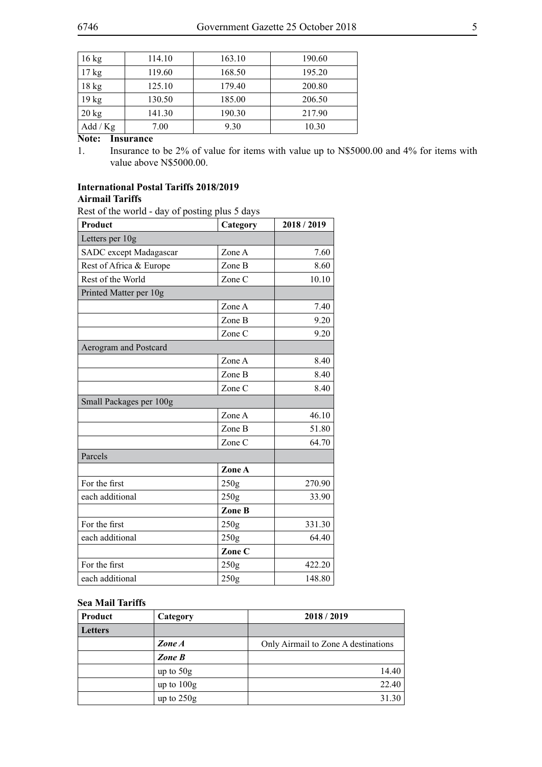| | | | |
|---|---|---|---|
| 16 kg | 114.10 | 163.10 | 190.60 |
| 17 kg | 119.60 | 168.50 | 195.20 |
| 18 kg | 125.10 | 179.40 | 200.80 |
| 19 kg | 130.50 | 185.00 | 206.50 |
| 20 kg | 141.30 | 190.30 | 217.90 |
| Add / Kg | 7.00 | 9.30 | 10.30 |

**Note: Insurance**

1. Insurance to be 2% of value for items with value up to N$5000.00 and 4% for items with value above N$5000.00.

**International Postal Tariffs 2018/2019**

**Airmail Tariffs**

Rest of the world - day of posting plus 5 days

| Product | Category | 2018 / 2019 |
|---|---|---|
| Letters per 10g | | |
| SADC except Madagascar | Zone A | 7.60 |
| Rest of Africa & Europe | Zone B | 8.60 |
| Rest of the World | Zone C | 10.10 |
| Printed Matter per 10g | | |
| | Zone A | 7.40 |
| | Zone B | 9.20 |
| | Zone C | 9.20 |
| Aerogram and Postcard | | |
| | Zone A | 8.40 |
| | Zone B | 8.40 |
| | Zone C | 8.40 |
| Small Packages per 100g | | |
| | Zone A | 46.10 |
| | Zone B | 51.80 |
| | Zone C | 64.70 |
| Parcels | | |
| | **Zone A** | |
| For the first | 250g | 270.90 |
| each additional | 250g | 33.90 |
| | **Zone B** | |
| For the first | 250g | 331.30 |
| each additional | 250g | 64.40 |
| | **Zone C** | |
| For the first | 250g | 422.20 |
| each additional | 250g | 148.80 |

**Sea Mail Tariffs**

| Product | Category | 2018 / 2019 |
|---|---|---|
| **Letters** | | |
| | ***Zone A*** | Only Airmail to Zone A destinations |
| | ***Zone B*** | |
| | up to 50g | 14.40 |
| | up to 100g | 22.40 |
| | up to 250g | 31.30 |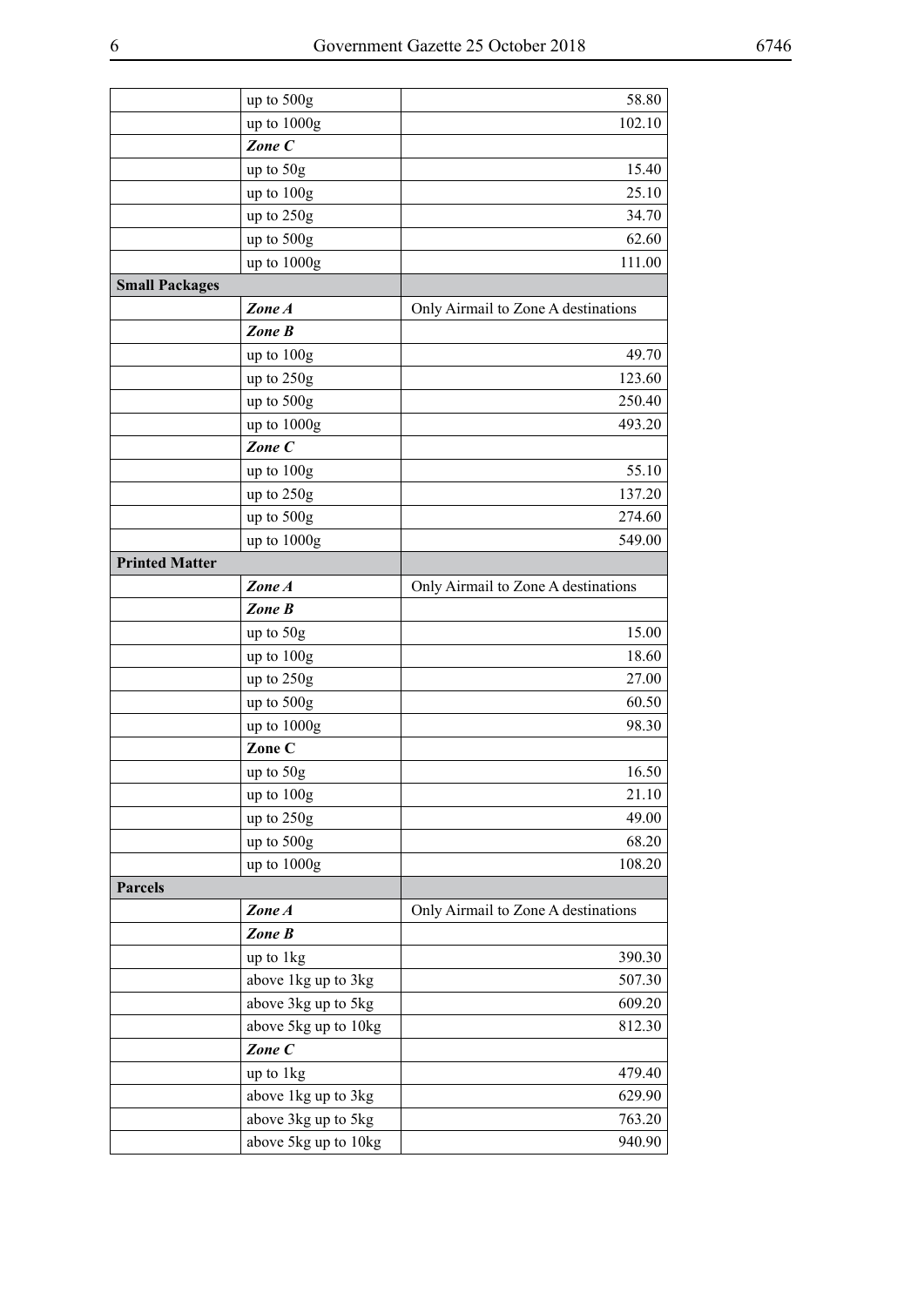| | | |
|---|---|---|
| | up to 500g | 58.80 |
| | up to 1000g | 102.10 |
| | ***Zone C*** | |
| | up to 50g | 15.40 |
| | up to 100g | 25.10 |
| | up to 250g | 34.70 |
| | up to 500g | 62.60 |
| | up to 1000g | 111.00 |
| **Small Packages** | | |
| | ***Zone A*** | Only Airmail to Zone A destinations |
| | ***Zone B*** | |
| | up to 100g | 49.70 |
| | up to 250g | 123.60 |
| | up to 500g | 250.40 |
| | up to 1000g | 493.20 |
| | ***Zone C*** | |
| | up to 100g | 55.10 |
| | up to 250g | 137.20 |
| | up to 500g | 274.60 |
| | up to 1000g | 549.00 |
| **Printed Matter** | | |
| | ***Zone A*** | Only Airmail to Zone A destinations |
| | ***Zone B*** | |
| | up to 50g | 15.00 |
| | up to 100g | 18.60 |
| | up to 250g | 27.00 |
| | up to 500g | 60.50 |
| | up to 1000g | 98.30 |
| | **Zone C** | |
| | up to 50g | 16.50 |
| | up to 100g | 21.10 |
| | up to 250g | 49.00 |
| | up to 500g | 68.20 |
| | up to 1000g | 108.20 |
| **Parcels** | | |
| | ***Zone A*** | Only Airmail to Zone A destinations |
| | ***Zone B*** | |
| | up to 1kg | 390.30 |
| | above 1kg up to 3kg | 507.30 |
| | above 3kg up to 5kg | 609.20 |
| | above 5kg up to 10kg | 812.30 |
| | ***Zone C*** | |
| | up to 1kg | 479.40 |
| | above 1kg up to 3kg | 629.90 |
| | above 3kg up to 5kg | 763.20 |
| | above 5kg up to 10kg | 940.90 |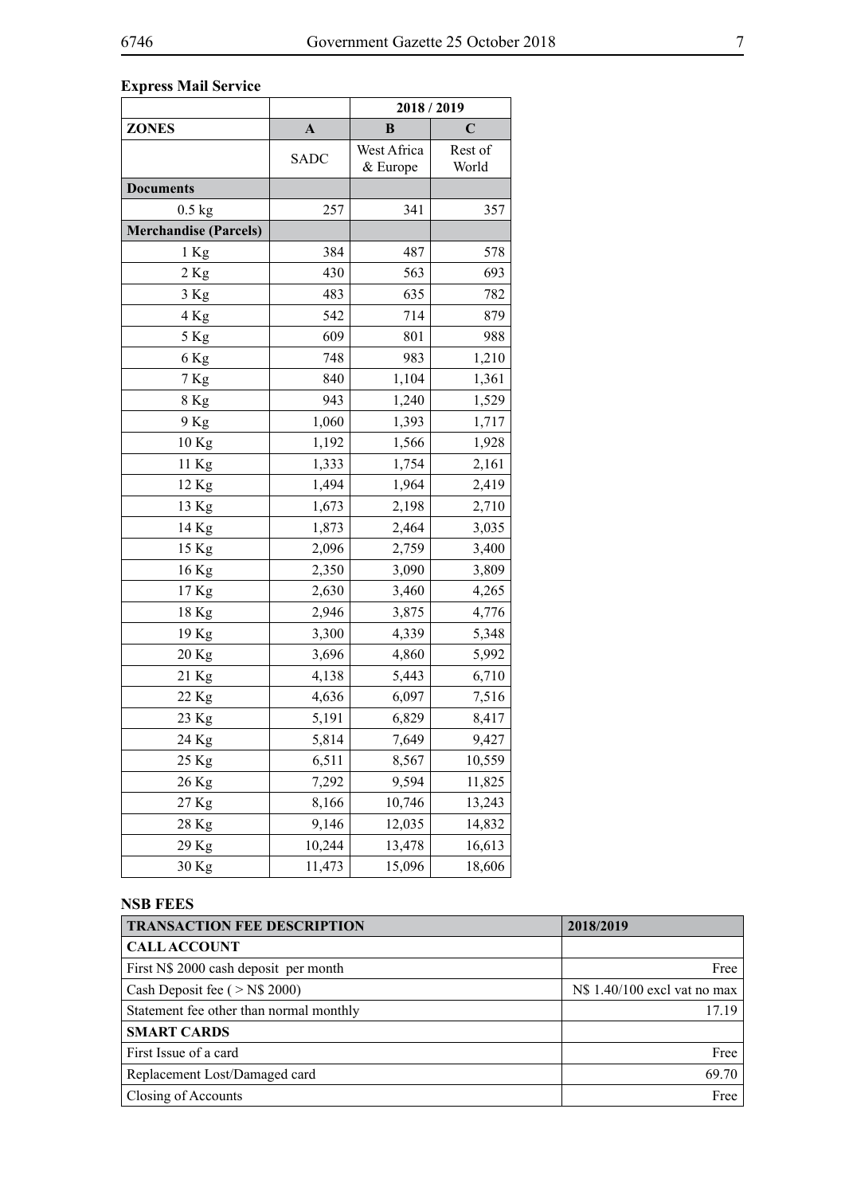**Express Mail Service**

| | | 2018 / 2019 | |
|---|---|---|---|
| **ZONES** | **A** | **B** | **C** |
| | SADC | West Africa & Europe | Rest of World |
| **Documents** | | | |
| 0.5 kg | 257 | 341 | 357 |
| **Merchandise (Parcels)** | | | |
| 1 Kg | 384 | 487 | 578 |
| 2 Kg | 430 | 563 | 693 |
| 3 Kg | 483 | 635 | 782 |
| 4 Kg | 542 | 714 | 879 |
| 5 Kg | 609 | 801 | 988 |
| 6 Kg | 748 | 983 | 1,210 |
| 7 Kg | 840 | 1,104 | 1,361 |
| 8 Kg | 943 | 1,240 | 1,529 |
| 9 Kg | 1,060 | 1,393 | 1,717 |
| 10 Kg | 1,192 | 1,566 | 1,928 |
| 11 Kg | 1,333 | 1,754 | 2,161 |
| 12 Kg | 1,494 | 1,964 | 2,419 |
| 13 Kg | 1,673 | 2,198 | 2,710 |
| 14 Kg | 1,873 | 2,464 | 3,035 |
| 15 Kg | 2,096 | 2,759 | 3,400 |
| 16 Kg | 2,350 | 3,090 | 3,809 |
| 17 Kg | 2,630 | 3,460 | 4,265 |
| 18 Kg | 2,946 | 3,875 | 4,776 |
| 19 Kg | 3,300 | 4,339 | 5,348 |
| 20 Kg | 3,696 | 4,860 | 5,992 |
| 21 Kg | 4,138 | 5,443 | 6,710 |
| 22 Kg | 4,636 | 6,097 | 7,516 |
| 23 Kg | 5,191 | 6,829 | 8,417 |
| 24 Kg | 5,814 | 7,649 | 9,427 |
| 25 Kg | 6,511 | 8,567 | 10,559 |
| 26 Kg | 7,292 | 9,594 | 11,825 |
| 27 Kg | 8,166 | 10,746 | 13,243 |
| 28 Kg | 9,146 | 12,035 | 14,832 |
| 29 Kg | 10,244 | 13,478 | 16,613 |
| 30 Kg | 11,473 | 15,096 | 18,606 |

**NSB FEES**

| TRANSACTION FEE DESCRIPTION | 2018/2019 |
|---|---|
| **CALL ACCOUNT** | |
| First N$ 2000 cash deposit per month | Free |
| Cash Deposit fee ( > N$ 2000) | N$ 1.40/100 excl vat no max |
| Statement fee other than normal monthly | 17.19 |
| **SMART CARDS** | |
| First Issue of a card | Free |
| Replacement Lost/Damaged card | 69.70 |
| Closing of Accounts | Free |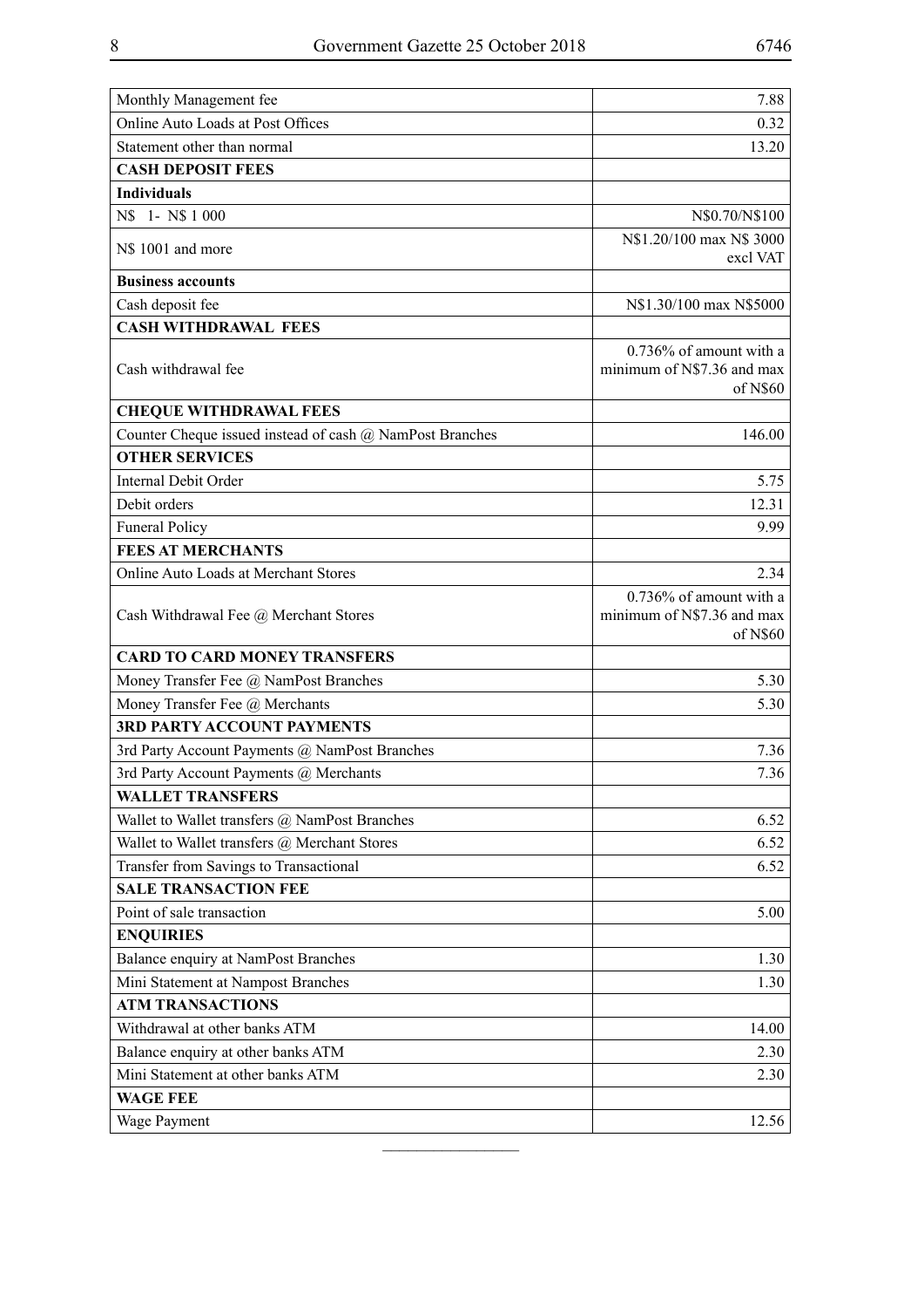| | |
|---|---|
| Monthly Management fee | 7.88 |
| Online Auto Loads at Post Offices | 0.32 |
| Statement other than normal | 13.20 |
| **CASH DEPOSIT FEES** | |
| **Individuals** | |
| N$ 1- N$ 1 000 | N$0.70/N$100 |
| N$ 1001 and more | N$1.20/100 max N$ 3000 excl VAT |
| **Business accounts** | |
| Cash deposit fee | N$1.30/100 max N$5000 |
| **CASH WITHDRAWAL FEES** | |
| Cash withdrawal fee | 0.736% of amount with a minimum of N$7.36 and max of N$60 |
| **CHEQUE WITHDRAWAL FEES** | |
| Counter Cheque issued instead of cash @ NamPost Branches | 146.00 |
| **OTHER SERVICES** | |
| Internal Debit Order | 5.75 |
| Debit orders | 12.31 |
| Funeral Policy | 9.99 |
| **FEES AT MERCHANTS** | |
| Online Auto Loads at Merchant Stores | 2.34 |
| Cash Withdrawal Fee @ Merchant Stores | 0.736% of amount with a minimum of N$7.36 and max of N$60 |
| **CARD TO CARD MONEY TRANSFERS** | |
| Money Transfer Fee @ NamPost Branches | 5.30 |
| Money Transfer Fee @ Merchants | 5.30 |
| **3RD PARTY ACCOUNT PAYMENTS** | |
| 3rd Party Account Payments @ NamPost Branches | 7.36 |
| 3rd Party Account Payments @ Merchants | 7.36 |
| **WALLET TRANSFERS** | |
| Wallet to Wallet transfers @ NamPost Branches | 6.52 |
| Wallet to Wallet transfers @ Merchant Stores | 6.52 |
| Transfer from Savings to Transactional | 6.52 |
| **SALE TRANSACTION FEE** | |
| Point of sale transaction | 5.00 |
| **ENQUIRIES** | |
| Balance enquiry at NamPost Branches | 1.30 |
| Mini Statement at Nampost Branches | 1.30 |
| **ATM TRANSACTIONS** | |
| Withdrawal at other banks ATM | 14.00 |
| Balance enquiry at other banks ATM | 2.30 |
| Mini Statement at other banks ATM | 2.30 |
| **WAGE FEE** | |
| Wage Payment | 12.56 |